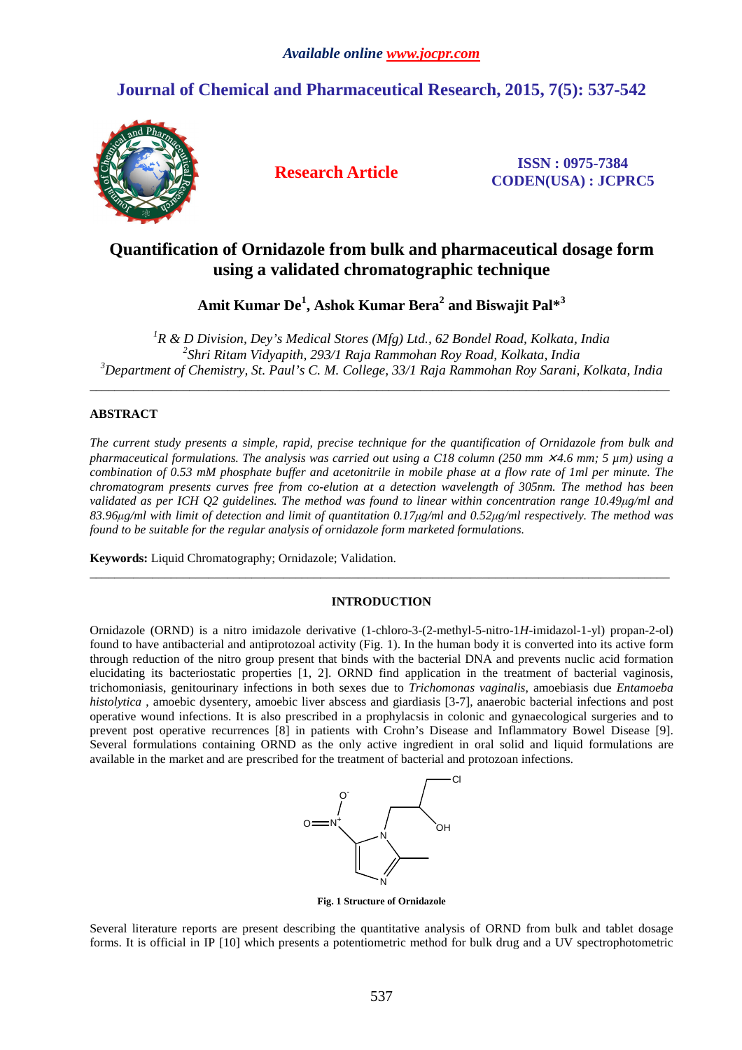# Quantification of Ornidazole from bulk and pharmaceutical dosage form using a validated chromatographic technique

**Amit Kumar De[1], Ashok Kumar Bera[2] and Biswajit Pal*[3]**

*[1]R & D Division, Dey's Medical Stores (Mfg) Ltd., 62 Bondel Road, Kolkata, India*
*[2]Shri Ritam Vidyapith, 293/1 Raja Rammohan Roy Road, Kolkata, India*
*[3]Department of Chemistry, St. Paul's C. M. College, 33/1 Raja Rammohan Roy Sarani, Kolkata, India*

---

## ABSTRACT

*The current study presents a simple, rapid, precise technique for the quantification of Ornidazole from bulk and pharmaceutical formulations. The analysis was carried out using a C18 column (250 mm ×4.6 mm; 5 µm) using a combination of 0.53 mM phosphate buffer and acetonitrile in mobile phase at a flow rate of 1ml per minute. The chromatogram presents curves free from co-elution at a detection wavelength of 305nm. The method has been validated as per ICH Q2 guidelines. The method was found to linear within concentration range 10.49µg/ml and 83.96µg/ml with limit of detection and limit of quantitation 0.17µg/ml and 0.52µg/ml respectively. The method was found to be suitable for the regular analysis of ornidazole form marketed formulations.*

**Keywords:** Liquid Chromatography; Ornidazole; Validation.

---

## INTRODUCTION

Ornidazole (ORND) is a nitro imidazole derivative (1-chloro-3-(2-methyl-5-nitro-1*H*-imidazol-1-yl) propan-2-ol) found to have antibacterial and antiprotozoal activity (Fig. 1). In the human body it is converted into its active form through reduction of the nitro group present that binds with the bacterial DNA and prevents nuclic acid formation elucidating its bacteriostatic properties [1, 2]. ORND find application in the treatment of bacterial vaginosis, trichomoniasis, genitourinary infections in both sexes due to *Trichomonas vaginalis*, amoebiasis due *Entamoeba histolytica* , amoebic dysentery, amoebic liver abscess and giardiasis [3-7], anaerobic bacterial infections and post operative wound infections. It is also prescribed in a prophylacsis in colonic and gynaecological surgeries and to prevent post operative recurrences [8] in patients with Crohn's Disease and Inflammatory Bowel Disease [9]. Several formulations containing ORND as the only active ingredient in oral solid and liquid formulations are available in the market and are prescribed for the treatment of bacterial and protozoan infections.

**Fig. 1 Structure of Ornidazole**

Several literature reports are present describing the quantitative analysis of ORND from bulk and tablet dosage forms. It is official in IP [10] which presents a potentiometric method for bulk drug and a UV spectrophotometric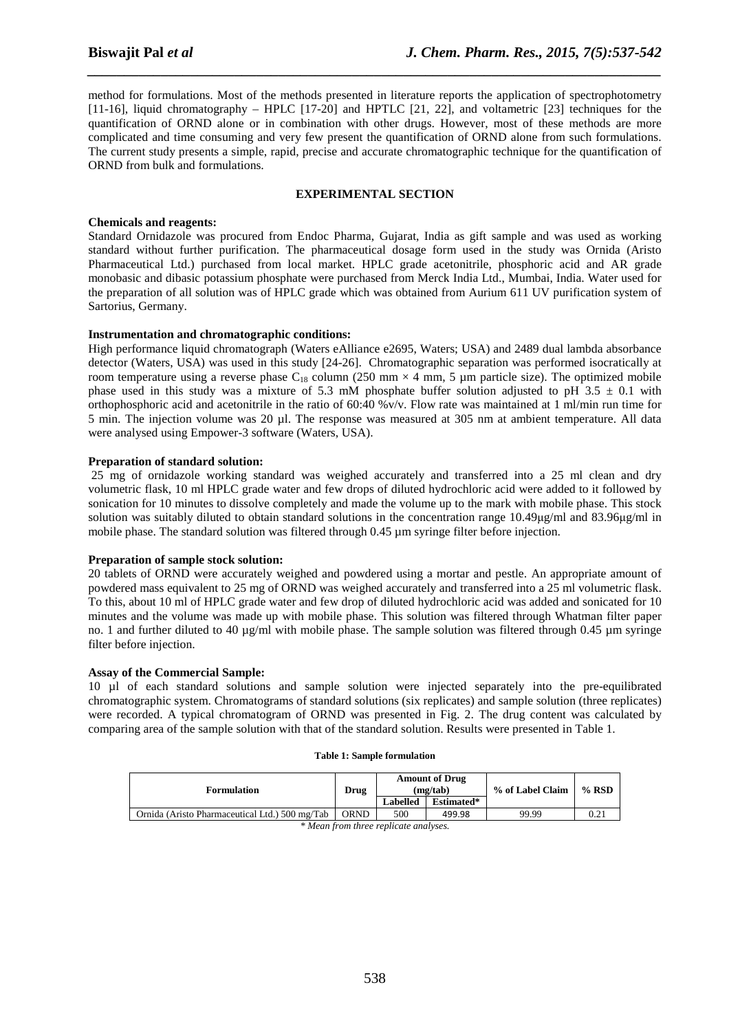method for formulations. Most of the methods presented in literature reports the application of spectrophotometry [11-16], liquid chromatography – HPLC [17-20] and HPTLC [21, 22], and voltametric [23] techniques for the quantification of ORND alone or in combination with other drugs. However, most of these methods are more complicated and time consuming and very few present the quantification of ORND alone from such formulations. The current study presents a simple, rapid, precise and accurate chromatographic technique for the quantification of ORND from bulk and formulations.

## EXPERIMENTAL SECTION

**Chemicals and reagents:**

Standard Ornidazole was procured from Endoc Pharma, Gujarat, India as gift sample and was used as working standard without further purification. The pharmaceutical dosage form used in the study was Ornida (Aristo Pharmaceutical Ltd.) purchased from local market. HPLC grade acetonitrile, phosphoric acid and AR grade monobasic and dibasic potassium phosphate were purchased from Merck India Ltd., Mumbai, India. Water used for the preparation of all solution was of HPLC grade which was obtained from Aurium 611 UV purification system of Sartorius, Germany.

**Instrumentation and chromatographic conditions:**

High performance liquid chromatograph (Waters eAlliance e2695, Waters; USA) and 2489 dual lambda absorbance detector (Waters, USA) was used in this study [24-26]. Chromatographic separation was performed isocratically at room temperature using a reverse phase $C_{18}$ column (250 mm × 4 mm, 5 µm particle size). The optimized mobile phase used in this study was a mixture of 5.3 mM phosphate buffer solution adjusted to pH 3.5 ± 0.1 with orthophosphoric acid and acetonitrile in the ratio of 60:40 %v/v. Flow rate was maintained at 1 ml/min run time for 5 min. The injection volume was 20 µl. The response was measured at 305 nm at ambient temperature. All data were analysed using Empower-3 software (Waters, USA).

**Preparation of standard solution:**

25 mg of ornidazole working standard was weighed accurately and transferred into a 25 ml clean and dry volumetric flask, 10 ml HPLC grade water and few drops of diluted hydrochloric acid were added to it followed by sonication for 10 minutes to dissolve completely and made the volume up to the mark with mobile phase. This stock solution was suitably diluted to obtain standard solutions in the concentration range 10.49µg/ml and 83.96µg/ml in mobile phase. The standard solution was filtered through 0.45 µm syringe filter before injection.

**Preparation of sample stock solution:**

20 tablets of ORND were accurately weighed and powdered using a mortar and pestle. An appropriate amount of powdered mass equivalent to 25 mg of ORND was weighed accurately and transferred into a 25 ml volumetric flask. To this, about 10 ml of HPLC grade water and few drop of diluted hydrochloric acid was added and sonicated for 10 minutes and the volume was made up with mobile phase. This solution was filtered through Whatman filter paper no. 1 and further diluted to 40 µg/ml with mobile phase. The sample solution was filtered through 0.45 µm syringe filter before injection.

**Assay of the Commercial Sample:**

10 µl of each standard solutions and sample solution were injected separately into the pre-equilibrated chromatographic system. Chromatograms of standard solutions (six replicates) and sample solution (three replicates) were recorded. A typical chromatogram of ORND was presented in Fig. 2. The drug content was calculated by comparing area of the sample solution with that of the standard solution. Results were presented in Table 1.

**Table 1: Sample formulation**

| Formulation | Drug | Amount of Drug (mg/tab) | | % of Label Claim | % RSD |
|---|---|---|---|---|---|
| | | Labelled | Estimated* | | |
| Ornida (Aristo Pharmaceutical Ltd.) 500 mg/Tab | ORND | 500 | 499.98 | 99.99 | 0.21 |

*\* Mean from three replicate analyses.*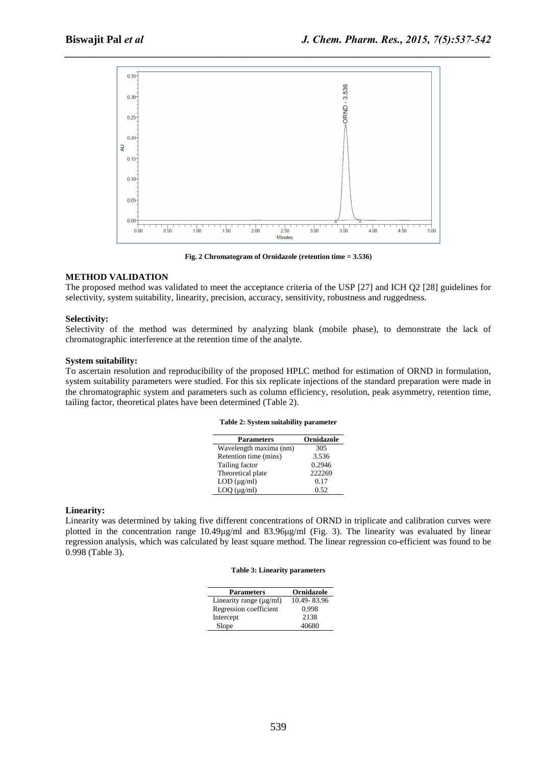Fig. 2 Chromatogram of Ornidazole (retention time = 3.536)

## METHOD VALIDATION

The proposed method was validated to meet the acceptance criteria of the USP [27] and ICH Q2 [28] guidelines for selectivity, system suitability, linearity, precision, accuracy, sensitivity, robustness and ruggedness.

### Selectivity:

Selectivity of the method was determined by analyzing blank (mobile phase), to demonstrate the lack of chromatographic interference at the retention time of the analyte.

### System suitability:

To ascertain resolution and reproducibility of the proposed HPLC method for estimation of ORND in formulation, system suitability parameters were studied. For this six replicate injections of the standard preparation were made in the chromatographic system and parameters such as column efficiency, resolution, peak asymmetry, retention time, tailing factor, theoretical plates have been determined (Table 2).

**Table 2: System suitability parameter**

| Parameters | Ornidazole |
|---|---|
| Wavelength maxima (nm) | 305 |
| Retention time (mins) | 3.536 |
| Tailing factor | 0.2946 |
| Theoretical plate | 222269 |
| LOD (µg/ml) | 0.17 |
| LOQ (µg/ml) | 0.52 |

### Linearity:

Linearity was determined by taking five different concentrations of ORND in triplicate and calibration curves were plotted in the concentration range 10.49µg/ml and 83.96µg/ml (Fig. 3). The linearity was evaluated by linear regression analysis, which was calculated by least square method. The linear regression co-efficient was found to be 0.998 (Table 3).

**Table 3: Linearity parameters**

| Parameters | Ornidazole |
|---|---|
| Linearity range (µg/ml) | 10.49- 83.96 |
| Regression coefficient | 0.998 |
| Intercept | 2138 |
| Slope | 40680 |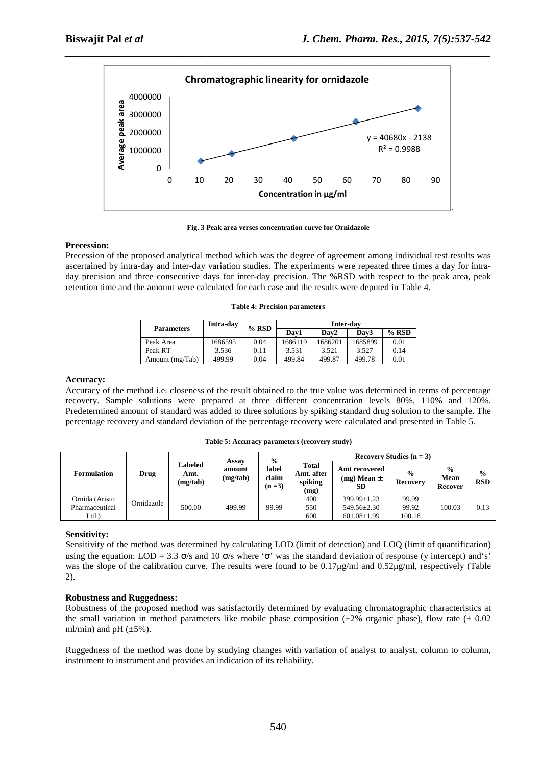Fig. 3 Peak area verses concentration curve for Ornidazole

**Precession:**

Precession of the proposed analytical method which was the degree of agreement among individual test results was ascertained by intra-day and inter-day variation studies. The experiments were repeated three times a day for intra-day precision and three consecutive days for inter-day precision. The %RSD with respect to the peak area, peak retention time and the amount were calculated for each case and the results were deputed in Table 4.

**Table 4: Precision parameters**

| Parameters | Intra-day | % RSD | Inter-day | | | |
|---|---|---|---|---|---|---|
| | | | Day1 | Day2 | Day3 | % RSD |
| Peak Area | 1686595 | 0.04 | 1686119 | 1686201 | 1685899 | 0.01 |
| Peak RT | 3.536 | 0.11 | 3.531 | 3.521 | 3.527 | 0.14 |
| Amount (mg/Tab) | 499.99 | 0.04 | 499.84 | 499.87 | 499.78 | 0.01 |

**Accuracy:**

Accuracy of the method i.e. closeness of the result obtained to the true value was determined in terms of percentage recovery. Sample solutions were prepared at three different concentration levels 80%, 110% and 120%. Predetermined amount of standard was added to three solutions by spiking standard drug solution to the sample. The percentage recovery and standard deviation of the percentage recovery were calculated and presented in Table 5.

**Table 5: Accuracy parameters (recovery study)**

| Formulation | Drug | Labeled Amt. (mg/tab) | Assay amount (mg/tab) | % label claim (n =3) | Recovery Studies (n = 3) | | | | |
|---|---|---|---|---|---|---|---|---|---|
| | | | | | Total Amt. after spiking (mg) | Amt recovered (mg) Mean ± SD | % Recovery | % Mean Recover | % RSD |
| Ornida (Aristo Pharmaceutical Ltd.) | Ornidazole | 500.00 | 499.99 | 99.99 | 400 | 399.99±1.23 | 99.99 | 100.03 | 0.13 |
| | | | | | 550 | 549.56±2.30 | 99.92 | | |
| | | | | | 600 | 601.08±1.99 | 100.18 | | |

**Sensitivity:**

Sensitivity of the method was determined by calculating LOD (limit of detection) and LOQ (limit of quantification) using the equation: LOD = 3.3 σ/s and 10 σ/s where 'σ' was the standard deviation of response (y intercept) and's' was the slope of the calibration curve. The results were found to be 0.17μg/ml and 0.52μg/ml, respectively (Table 2).

**Robustness and Ruggedness:**

Robustness of the proposed method was satisfactorily determined by evaluating chromatographic characteristics at the small variation in method parameters like mobile phase composition (±2% organic phase), flow rate (± 0.02 ml/min) and pH (±5%).

Ruggedness of the method was done by studying changes with variation of analyst to analyst, column to column, instrument to instrument and provides an indication of its reliability.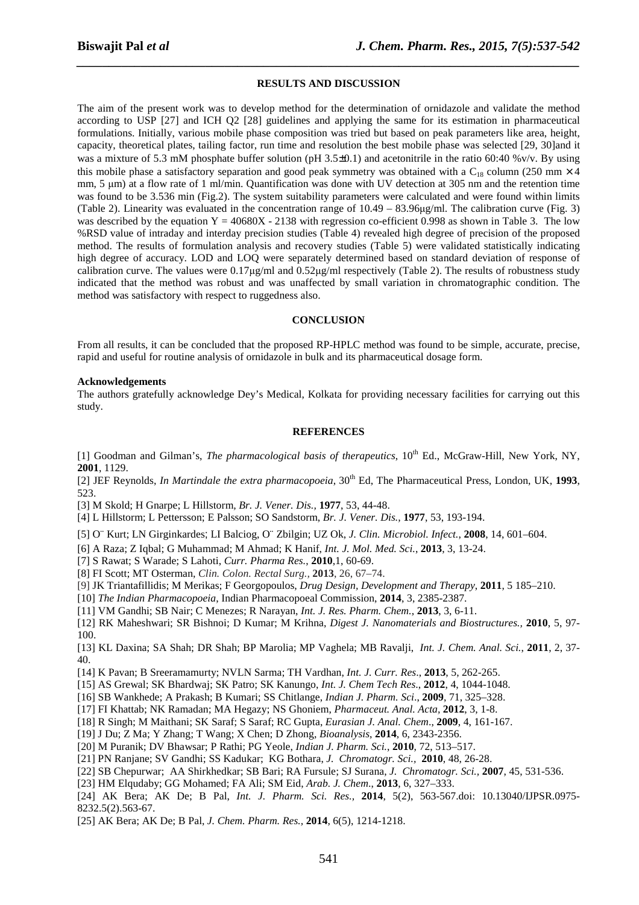## RESULTS AND DISCUSSION

The aim of the present work was to develop method for the determination of ornidazole and validate the method according to USP [27] and ICH Q2 [28] guidelines and applying the same for its estimation in pharmaceutical formulations. Initially, various mobile phase composition was tried but based on peak parameters like area, height, capacity, theoretical plates, tailing factor, run time and resolution the best mobile phase was selected [29, 30]and it was a mixture of 5.3 mM phosphate buffer solution (pH 3.5±0.1) and acetonitrile in the ratio 60:40 %v/v. By using this mobile phase a satisfactory separation and good peak symmetry was obtained with a $C_{18}$ column (250 mm × 4 mm, 5 µm) at a flow rate of 1 ml/min. Quantification was done with UV detection at 305 nm and the retention time was found to be 3.536 min (Fig.2). The system suitability parameters were calculated and were found within limits (Table 2). Linearity was evaluated in the concentration range of 10.49 – 83.96µg/ml. The calibration curve (Fig. 3) was described by the equation $Y = 40680X - 2138$ with regression co-efficient 0.998 as shown in Table 3. The low %RSD value of intraday and interday precision studies (Table 4) revealed high degree of precision of the proposed method. The results of formulation analysis and recovery studies (Table 5) were validated statistically indicating high degree of accuracy. LOD and LOQ were separately determined based on standard deviation of response of calibration curve. The values were 0.17µg/ml and 0.52µg/ml respectively (Table 2). The results of robustness study indicated that the method was robust and was unaffected by small variation in chromatographic condition. The method was satisfactory with respect to ruggedness also.

## CONCLUSION

From all results, it can be concluded that the proposed RP-HPLC method was found to be simple, accurate, precise, rapid and useful for routine analysis of ornidazole in bulk and its pharmaceutical dosage form.

**Acknowledgements**

The authors gratefully acknowledge Dey's Medical, Kolkata for providing necessary facilities for carrying out this study.

## REFERENCES

[1] Goodman and Gilman's, *The pharmacological basis of therapeutics*, 10th Ed., McGraw-Hill, New York, NY, **2001**, 1129.

[2] JEF Reynolds, *In Martindale the extra pharmacopoeia*, 30th Ed, The Pharmaceutical Press, London, UK, **1993**, 523.

[3] M Skold; H Gnarpe; L Hillstorm, *Br. J. Vener. Dis.*, **1977**, 53, 44-48.

[4] L Hillstorm; L Pettersson; E Palsson; SO Sandstorm, *Br. J. Vener. Dis.*, **1977**, 53, 193-194.

[5] O¨ Kurt; LN Girginkardes; LI Balciog, O¨ Zbilgin; UZ Ok, *J. Clin. Microbiol. Infect.*, **2008**, 14, 601–604.

[6] A Raza; Z Iqbal; G Muhammad; M Ahmad; K Hanif, *Int. J. Mol. Med. Sci.*, **2013**, 3, 13-24.

[7] S Rawat; S Warade; S Lahoti, *Curr. Pharma Res.*, **2010**,1, 60-69.

[8] FI Scott; MT Osterman, *Clin. Colon. Rectal Surg.*, **2013**, 26, 67–74.

[9] JK Triantafillidis; M Merikas; F Georgopoulos, *Drug Design, Development and Therapy*, **2011**, 5 185–210.

[10] *The Indian Pharmacopoeia*, Indian Pharmacopoeal Commission, **2014**, 3, 2385-2387.

[11] VM Gandhi; SB Nair; C Menezes; R Narayan, *Int. J. Res. Pharm. Chem.*, **2013**, 3, 6-11.

[12] RK Maheshwari; SR Bishnoi; D Kumar; M Krihna, *Digest J. Nanomaterials and Biostructures.*, **2010**, 5, 97-100.

[13] KL Daxina; SA Shah; DR Shah; BP Marolia; MP Vaghela; MB Ravalji, *Int. J. Chem. Anal. Sci.*, **2011**, 2, 37-40.

[14] K Pavan; B Sreeramamurty; NVLN Sarma; TH Vardhan, *Int. J. Curr. Res*., **2013**, 5, 262-265.

[15] AS Grewal; SK Bhardwaj; SK Patro; SK Kanungo, *Int. J. Chem Tech Res*., **2012**, 4, 1044-1048.

[16] SB Wankhede; A Prakash; B Kumari; SS Chitlange, *Indian J. Pharm. Sci*., **2009**, 71, 325–328.

[17] FI Khattab; NK Ramadan; MA Hegazy; NS Ghoniem, *Pharmaceut. Anal. Acta*, **2012**, 3, 1-8.

[18] R Singh; M Maithani; SK Saraf; S Saraf; RC Gupta, *Eurasian J. Anal. Chem*., **2009**, 4, 161-167.

[19] J Du; Z Ma; Y Zhang; T Wang; X Chen; D Zhong, *Bioanalysis*, **2014**, 6, 2343-2356.

[20] M Puranik; DV Bhawsar; P Rathi; PG Yeole, *Indian J. Pharm. Sci.*, **2010**, 72, 513–517.

[21] PN Ranjane; SV Gandhi; SS Kadukar; KG Bothara, *J. Chromatogr. Sci.*, **2010**, 48, 26-28.

[22] SB Chepurwar; AA Shirkhedkar; SB Bari; RA Fursule; SJ Surana, *J. Chromatogr. Sci.*, **2007**, 45, 531-536.

[23] HM Elqudaby; GG Mohamed; FA Ali; SM Eid, *Arab. J. Chem*., **2013**, 6, 327–333.

[24] AK Bera; AK De; B Pal, *Int. J. Pharm. Sci. Res.*, **2014**, 5(2), 563-567.doi: 10.13040/IJPSR.0975-8232.5(2).563-67.

[25] AK Bera; AK De; B Pal, *J. Chem. Pharm. Res.*, **2014**, 6(5), 1214-1218.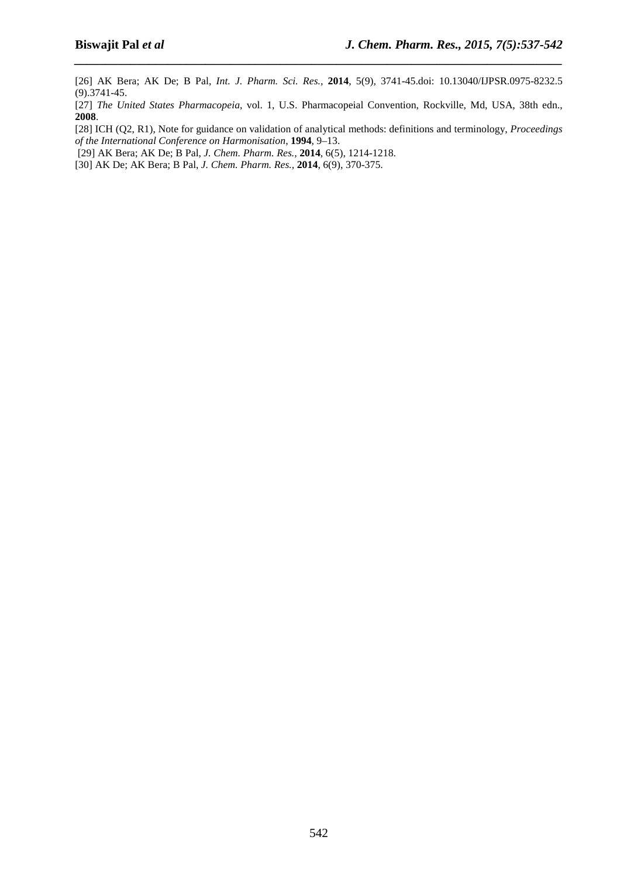[26] AK Bera; AK De; B Pal, *Int. J. Pharm. Sci. Res.*, **2014**, 5(9), 3741-45.doi: 10.13040/IJPSR.0975-8232.5 (9).3741-45.

[27] *The United States Pharmacopeia*, vol. 1, U.S. Pharmacopeial Convention, Rockville, Md, USA, 38th edn., **2008**.

[28] ICH (Q2, R1), Note for guidance on validation of analytical methods: definitions and terminology, *Proceedings of the International Conference on Harmonisation*, **1994**, 9–13.

[29] AK Bera; AK De; B Pal, *J. Chem. Pharm. Res.*, **2014**, 6(5), 1214-1218.

[30] AK De; AK Bera; B Pal, *J. Chem. Pharm. Res.*, **2014**, 6(9), 370-375.